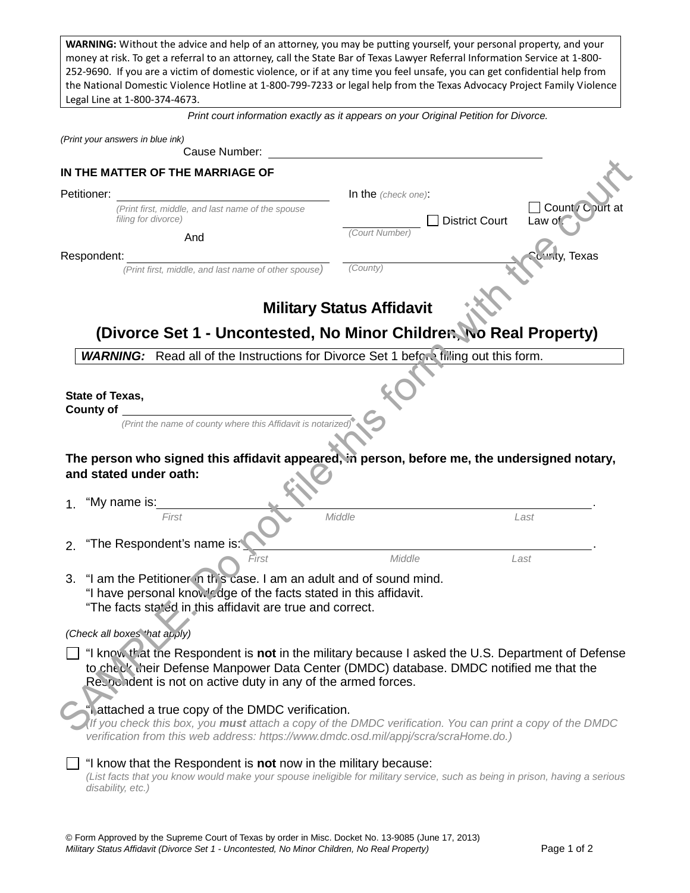**WARNING:** Without the advice and help of an attorney, you may be putting yourself, your personal property, and your money at risk. To get a referral to an attorney, call the State Bar of Texas Lawyer Referral Information Service at 1-800-252-9690. If you are a victim of domestic violence, or if at any time you feel unsafe, you can get confidential help from the National Domestic Violence Hotline at 1-800-799-7233 or legal help from the Texas Advocacy Project Family Violence Legal Line at 1-800-374-4673.

*Print court information exactly as it appears on your Original Petition for Divorce.*

*(Print your answers in blue ink)*

Cause Number: ______________________________

**IN THE MATTER OF THE MARRIAGE OF**

Petitioner: ______________________________
*(Print first, middle, and last name of the spouse filing for divorce)*

And

Respondent: ______________________________
*(Print first, middle, and last name of other spouse)*

In the *(check one)*:

______________ ☐ District Court ☐ County Court at Law of
*(Court Number)*

______________ County, Texas
*(County)*

SAMPLE. Do not file this form with the court

# Military Status Affidavit

## (Divorce Set 1 - Uncontested, No Minor Children, No Real Property)

***WARNING:*** Read all of the Instructions for Divorce Set 1 before filling out this form.

**State of Texas,**
**County of** ______________________________
*(Print the name of county where this Affidavit is notarized)*

**The person who signed this affidavit appeared, in person, before me, the undersigned notary, and stated under oath:**

1. "My name is: ______________________________ .
   *First Middle Last*

2. "The Respondent's name is: ______________________________ .
   *First Middle Last*

3. "I am the Petitioner in this case. I am an adult and of sound mind.
   "I have personal knowledge of the facts stated in this affidavit.
   "The facts stated in this affidavit are true and correct.

*(Check all boxes that apply)*

☐ "I know that the Respondent is **not** in the military because I asked the U.S. Department of Defense to check their Defense Manpower Data Center (DMDC) database. DMDC notified me that the Respondent is not on active duty in any of the armed forces.

"I attached a true copy of the DMDC verification.
*(If you check this box, you **must** attach a copy of the DMDC verification. You can print a copy of the DMDC verification from this web address: https://www.dmdc.osd.mil/appj/scra/scraHome.do.)*

☐ "I know that the Respondent is **not** now in the military because:
*(List facts that you know would make your spouse ineligible for military service, such as being in prison, having a serious disability, etc.)*

© Form Approved by the Supreme Court of Texas by order in Misc. Docket No. 13-9085 (June 17, 2013)
*Military Status Affidavit (Divorce Set 1 - Uncontested, No Minor Children, No Real Property)*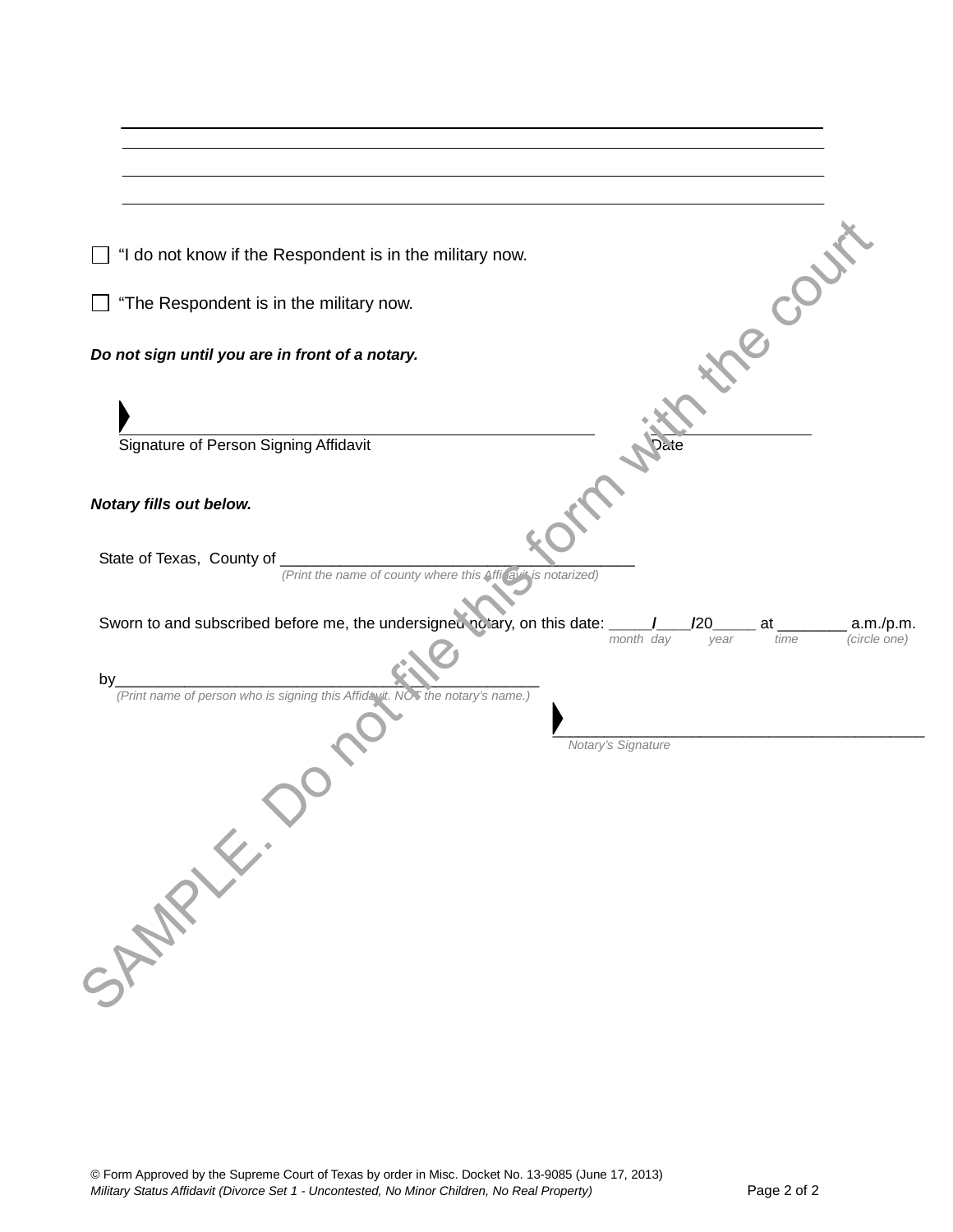______________________________________________________________________

______________________________________________________________________

______________________________________________________________________

☐ “I do not know if the Respondent is in the military now.

☐ “The Respondent is in the military now.

***Do not sign until you are in front of a notary.***

______________________________________________________ ____________________
Signature of Person Signing Affidavit Date

***Notary fills out below.***

State of Texas, County of ________________________________________
*(Print the name of county where this Affidavit is notarized)*

Sworn to and subscribed before me, the undersigned notary, on this date: _____/____/20_____ at ________ a.m./p.m.
*month day year time (circle one)*

by_______________________________________________
*(Print name of person who is signing this Affidavit. NOT the notary's name.)*

__________________________________________
*Notary's Signature*

SAMPLE. Do not file this form with the court

© Form Approved by the Supreme Court of Texas by order in Misc. Docket No. 13-9085 (June 17, 2013)
*Military Status Affidavit (Divorce Set 1 - Uncontested, No Minor Children, No Real Property)*